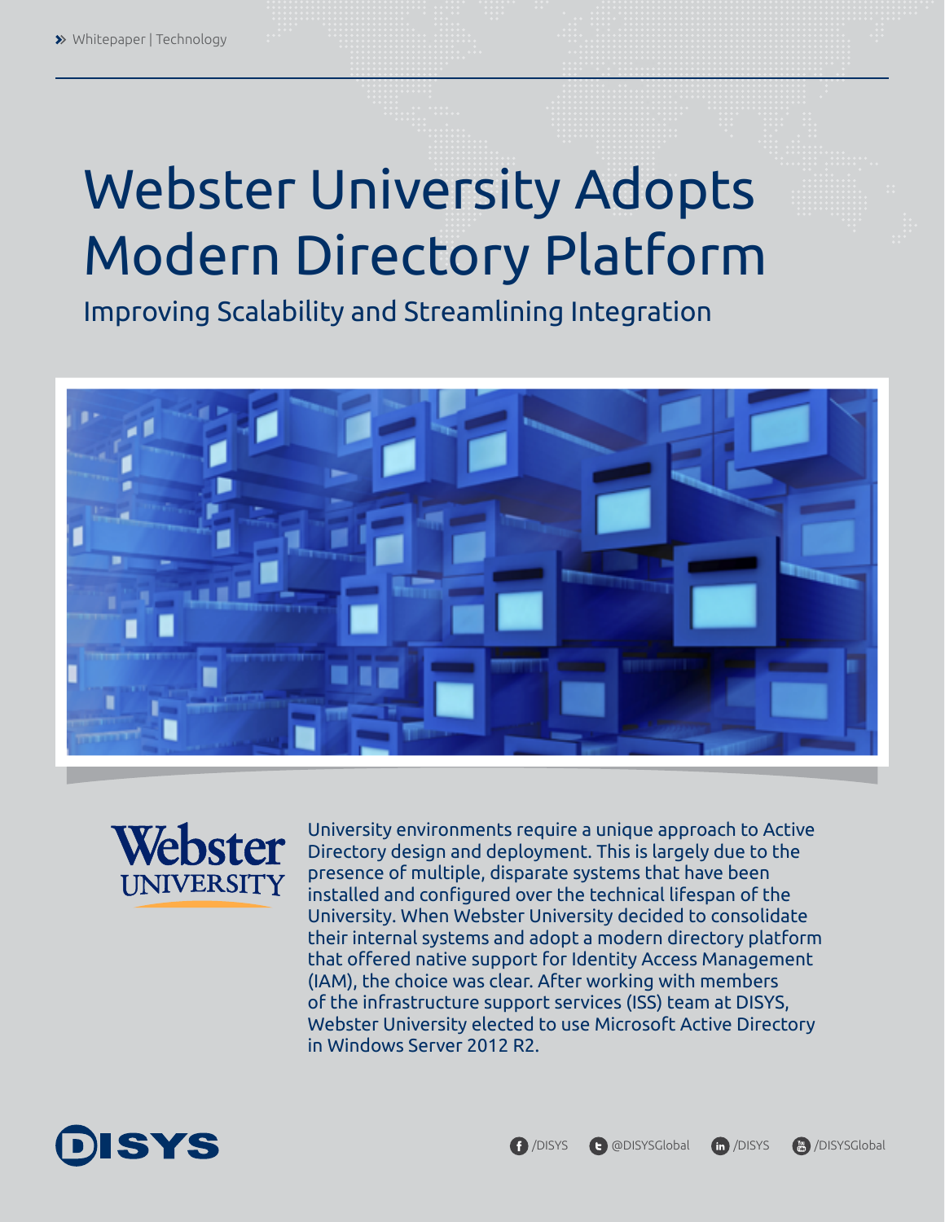» Whitepaper | Technology

# Webster University Adopts Modern Directory Platform

## Improving Scalability and Streamlining Integration

University environments require a unique approach to Active Directory design and deployment. This is largely due to the presence of multiple, disparate systems that have been installed and configured over the technical lifespan of the University. When Webster University decided to consolidate their internal systems and adopt a modern directory platform that offered native support for Identity Access Management (IAM), the choice was clear. After working with members of the infrastructure support services (ISS) team at DISYS, Webster University elected to use Microsoft Active Directory in Windows Server 2012 R2.

/DISYS @DISYSGlobal /DISYS /DISYSGlobal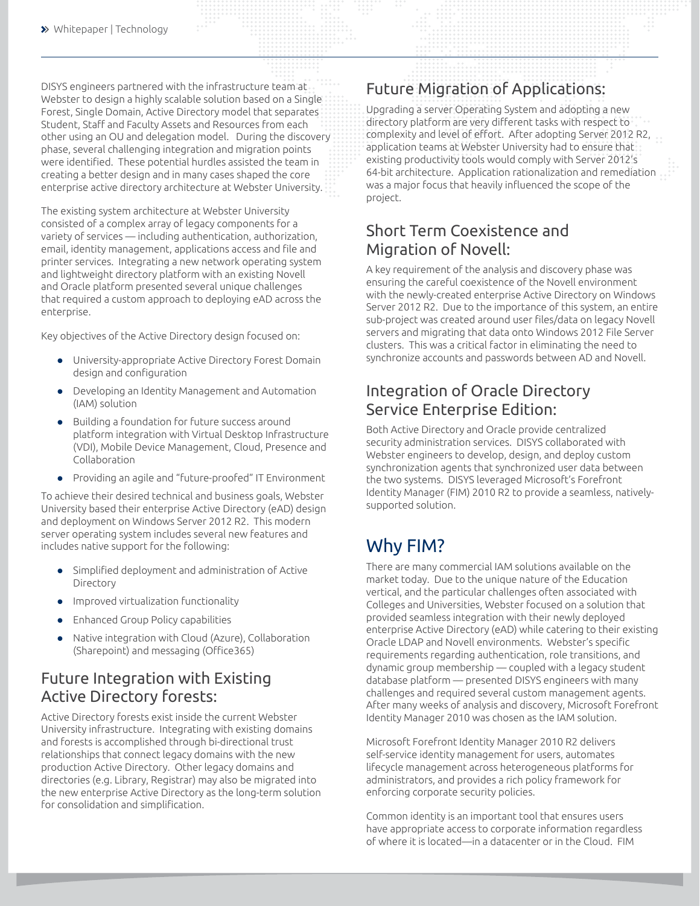DISYS engineers partnered with the infrastructure team at Webster to design a highly scalable solution based on a Single Forest, Single Domain, Active Directory model that separates Student, Staff and Faculty Assets and Resources from each other using an OU and delegation model. During the discovery phase, several challenging integration and migration points were identified. These potential hurdles assisted the team in creating a better design and in many cases shaped the core enterprise active directory architecture at Webster University.

The existing system architecture at Webster University consisted of a complex array of legacy components for a variety of services — including authentication, authorization, email, identity management, applications access and file and printer services. Integrating a new network operating system and lightweight directory platform with an existing Novell and Oracle platform presented several unique challenges that required a custom approach to deploying eAD across the enterprise.

Key objectives of the Active Directory design focused on:

- University-appropriate Active Directory Forest Domain design and configuration
- Developing an Identity Management and Automation (IAM) solution
- Building a foundation for future success around platform integration with Virtual Desktop Infrastructure (VDI), Mobile Device Management, Cloud, Presence and Collaboration
- Providing an agile and "future-proofed" IT Environment

To achieve their desired technical and business goals, Webster University based their enterprise Active Directory (eAD) design and deployment on Windows Server 2012 R2. This modern server operating system includes several new features and includes native support for the following:

- Simplified deployment and administration of Active Directory
- Improved virtualization functionality
- Enhanced Group Policy capabilities
- Native integration with Cloud (Azure), Collaboration (Sharepoint) and messaging (Office365)

## Future Integration with Existing Active Directory forests:

Active Directory forests exist inside the current Webster University infrastructure. Integrating with existing domains and forests is accomplished through bi-directional trust relationships that connect legacy domains with the new production Active Directory. Other legacy domains and directories (e.g. Library, Registrar) may also be migrated into the new enterprise Active Directory as the long-term solution for consolidation and simplification.

## Future Migration of Applications:

Upgrading a server Operating System and adopting a new directory platform are very different tasks with respect to complexity and level of effort. After adopting Server 2012 R2, application teams at Webster University had to ensure that existing productivity tools would comply with Server 2012's 64-bit architecture. Application rationalization and remediation was a major focus that heavily influenced the scope of the project.

## Short Term Coexistence and Migration of Novell:

A key requirement of the analysis and discovery phase was ensuring the careful coexistence of the Novell environment with the newly-created enterprise Active Directory on Windows Server 2012 R2. Due to the importance of this system, an entire sub-project was created around user files/data on legacy Novell servers and migrating that data onto Windows 2012 File Server clusters. This was a critical factor in eliminating the need to synchronize accounts and passwords between AD and Novell.

## Integration of Oracle Directory Service Enterprise Edition:

Both Active Directory and Oracle provide centralized security administration services. DISYS collaborated with Webster engineers to develop, design, and deploy custom synchronization agents that synchronized user data between the two systems. DISYS leveraged Microsoft's Forefront Identity Manager (FIM) 2010 R2 to provide a seamless, natively-supported solution.

# Why FIM?

There are many commercial IAM solutions available on the market today. Due to the unique nature of the Education vertical, and the particular challenges often associated with Colleges and Universities, Webster focused on a solution that provided seamless integration with their newly deployed enterprise Active Directory (eAD) while catering to their existing Oracle LDAP and Novell environments. Webster's specific requirements regarding authentication, role transitions, and dynamic group membership — coupled with a legacy student database platform — presented DISYS engineers with many challenges and required several custom management agents. After many weeks of analysis and discovery, Microsoft Forefront Identity Manager 2010 was chosen as the IAM solution.

Microsoft Forefront Identity Manager 2010 R2 delivers self-service identity management for users, automates lifecycle management across heterogeneous platforms for administrators, and provides a rich policy framework for enforcing corporate security policies.

Common identity is an important tool that ensures users have appropriate access to corporate information regardless of where it is located—in a datacenter or in the Cloud. FIM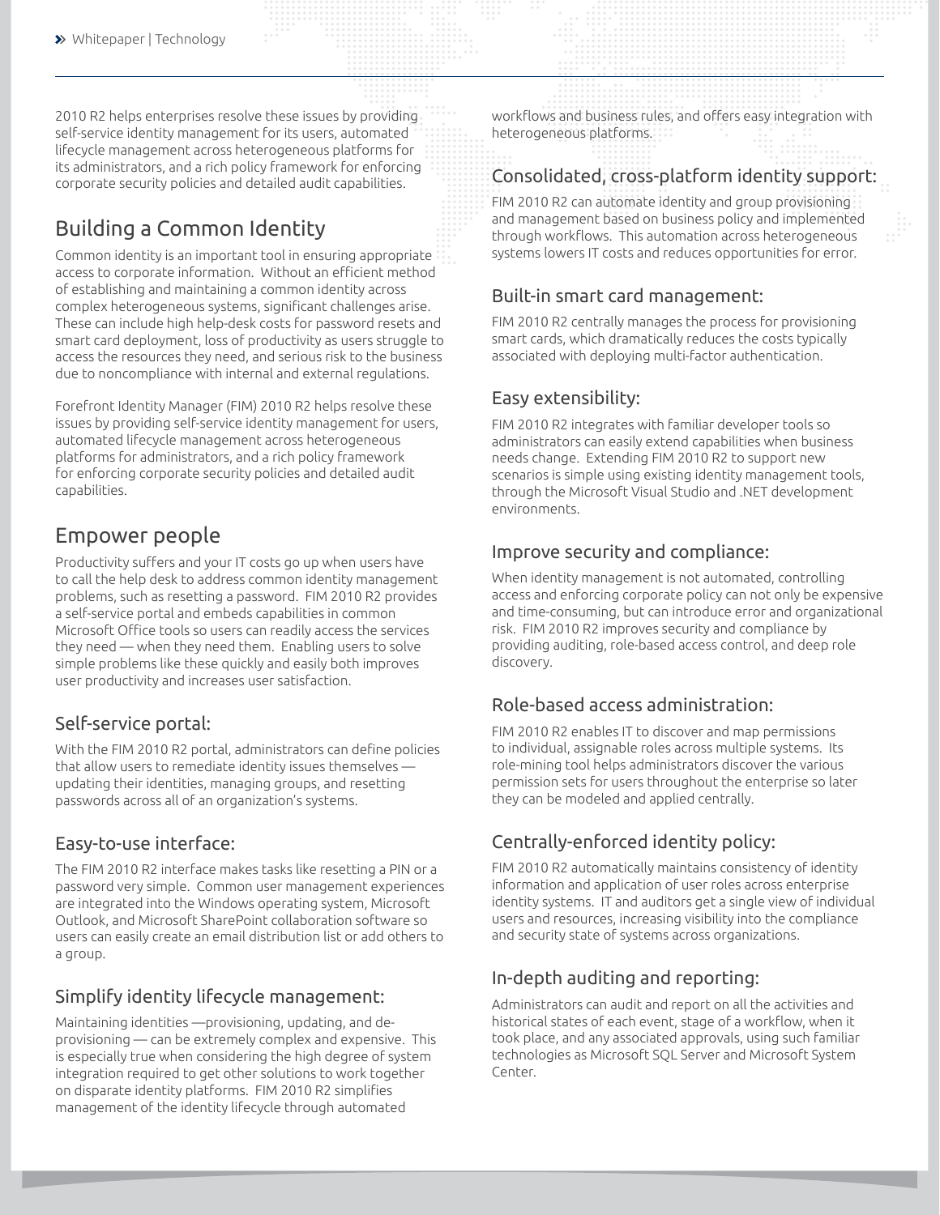2010 R2 helps enterprises resolve these issues by providing self-service identity management for its users, automated lifecycle management across heterogeneous platforms for its administrators, and a rich policy framework for enforcing corporate security policies and detailed audit capabilities.

## Building a Common Identity

Common identity is an important tool in ensuring appropriate access to corporate information. Without an efficient method of establishing and maintaining a common identity across complex heterogeneous systems, significant challenges arise. These can include high help-desk costs for password resets and smart card deployment, loss of productivity as users struggle to access the resources they need, and serious risk to the business due to noncompliance with internal and external regulations.

Forefront Identity Manager (FIM) 2010 R2 helps resolve these issues by providing self-service identity management for users, automated lifecycle management across heterogeneous platforms for administrators, and a rich policy framework for enforcing corporate security policies and detailed audit capabilities.

## Empower people

Productivity suffers and your IT costs go up when users have to call the help desk to address common identity management problems, such as resetting a password. FIM 2010 R2 provides a self-service portal and embeds capabilities in common Microsoft Office tools so users can readily access the services they need — when they need them. Enabling users to solve simple problems like these quickly and easily both improves user productivity and increases user satisfaction.

### Self-service portal:

With the FIM 2010 R2 portal, administrators can define policies that allow users to remediate identity issues themselves — updating their identities, managing groups, and resetting passwords across all of an organization's systems.

### Easy-to-use interface:

The FIM 2010 R2 interface makes tasks like resetting a PIN or a password very simple. Common user management experiences are integrated into the Windows operating system, Microsoft Outlook, and Microsoft SharePoint collaboration software so users can easily create an email distribution list or add others to a group.

### Simplify identity lifecycle management:

Maintaining identities —provisioning, updating, and de-provisioning — can be extremely complex and expensive. This is especially true when considering the high degree of system integration required to get other solutions to work together on disparate identity platforms. FIM 2010 R2 simplifies management of the identity lifecycle through automated workflows and business rules, and offers easy integration with heterogeneous platforms.

### Consolidated, cross-platform identity support:

FIM 2010 R2 can automate identity and group provisioning and management based on business policy and implemented through workflows. This automation across heterogeneous systems lowers IT costs and reduces opportunities for error.

### Built-in smart card management:

FIM 2010 R2 centrally manages the process for provisioning smart cards, which dramatically reduces the costs typically associated with deploying multi-factor authentication.

### Easy extensibility:

FIM 2010 R2 integrates with familiar developer tools so administrators can easily extend capabilities when business needs change. Extending FIM 2010 R2 to support new scenarios is simple using existing identity management tools, through the Microsoft Visual Studio and .NET development environments.

### Improve security and compliance:

When identity management is not automated, controlling access and enforcing corporate policy can not only be expensive and time-consuming, but can introduce error and organizational risk. FIM 2010 R2 improves security and compliance by providing auditing, role-based access control, and deep role discovery.

### Role-based access administration:

FIM 2010 R2 enables IT to discover and map permissions to individual, assignable roles across multiple systems. Its role-mining tool helps administrators discover the various permission sets for users throughout the enterprise so later they can be modeled and applied centrally.

### Centrally-enforced identity policy:

FIM 2010 R2 automatically maintains consistency of identity information and application of user roles across enterprise identity systems. IT and auditors get a single view of individual users and resources, increasing visibility into the compliance and security state of systems across organizations.

### In-depth auditing and reporting:

Administrators can audit and report on all the activities and historical states of each event, stage of a workflow, when it took place, and any associated approvals, using such familiar technologies as Microsoft SQL Server and Microsoft System Center.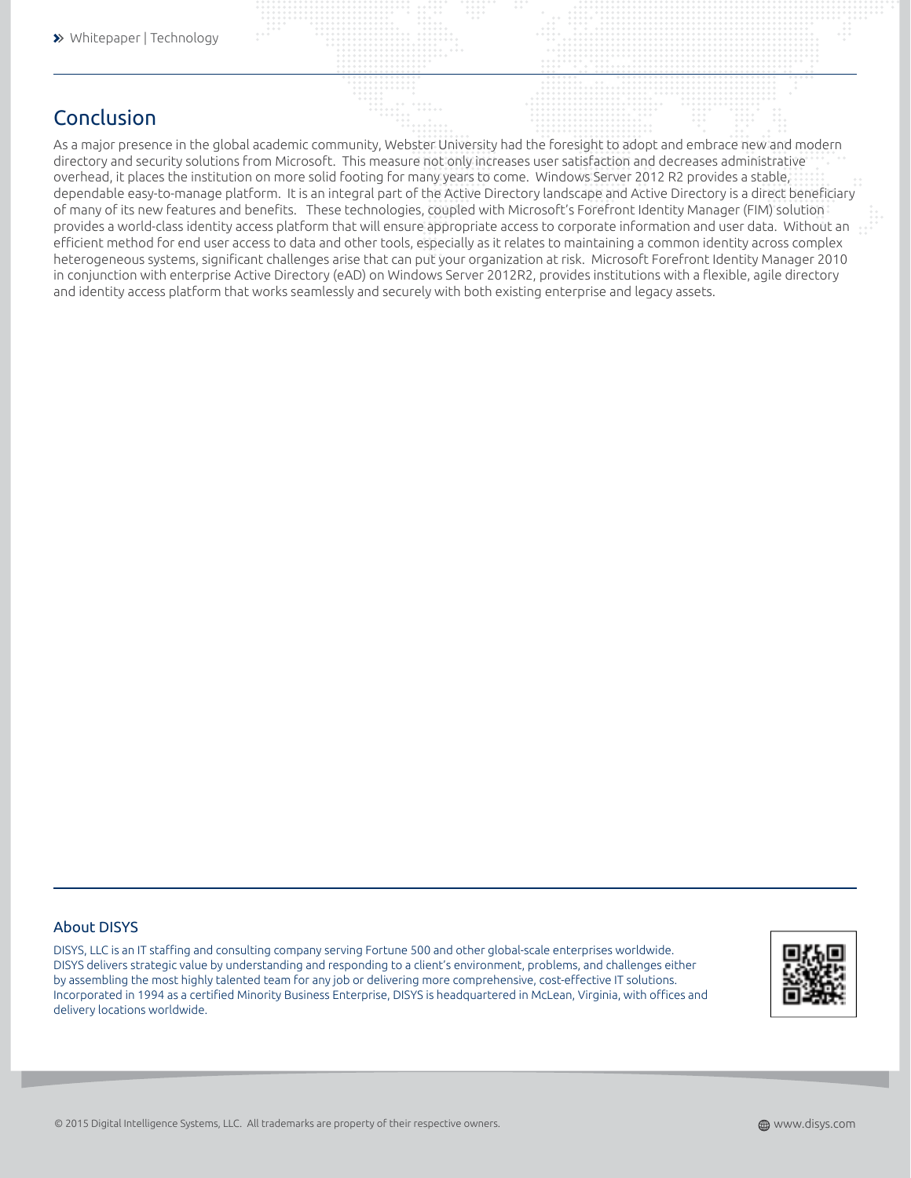## Conclusion

As a major presence in the global academic community, Webster University had the foresight to adopt and embrace new and modern directory and security solutions from Microsoft. This measure not only increases user satisfaction and decreases administrative overhead, it places the institution on more solid footing for many years to come. Windows Server 2012 R2 provides a stable, dependable easy-to-manage platform. It is an integral part of the Active Directory landscape and Active Directory is a direct beneficiary of many of its new features and benefits. These technologies, coupled with Microsoft's Forefront Identity Manager (FIM) solution provides a world-class identity access platform that will ensure appropriate access to corporate information and user data. Without an efficient method for end user access to data and other tools, especially as it relates to maintaining a common identity across complex heterogeneous systems, significant challenges arise that can put your organization at risk. Microsoft Forefront Identity Manager 2010 in conjunction with enterprise Active Directory (eAD) on Windows Server 2012R2, provides institutions with a flexible, agile directory and identity access platform that works seamlessly and securely with both existing enterprise and legacy assets.

### About DISYS

DISYS, LLC is an IT staffing and consulting company serving Fortune 500 and other global-scale enterprises worldwide. DISYS delivers strategic value by understanding and responding to a client's environment, problems, and challenges either by assembling the most highly talented team for any job or delivering more comprehensive, cost-effective IT solutions. Incorporated in 1994 as a certified Minority Business Enterprise, DISYS is headquartered in McLean, Virginia, with offices and delivery locations worldwide.

© 2015 Digital Intelligence Systems, LLC. All trademarks are property of their respective owners.

www.disys.com